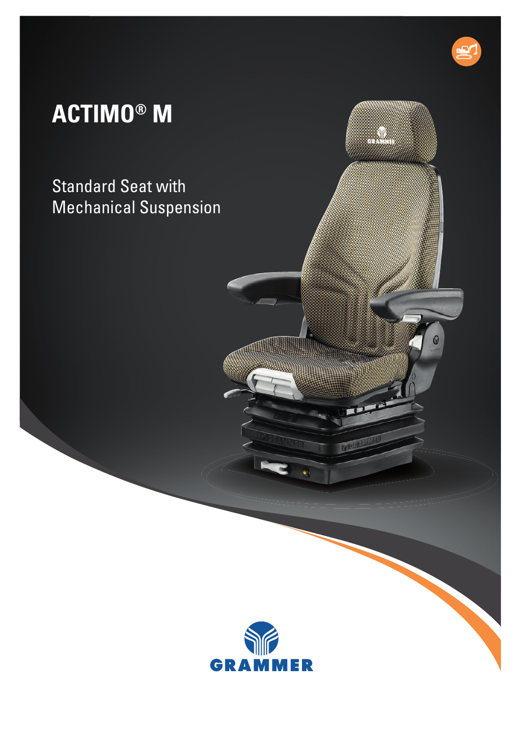# ACTIMO® M

Standard Seat with
Mechanical Suspension

GRAMMER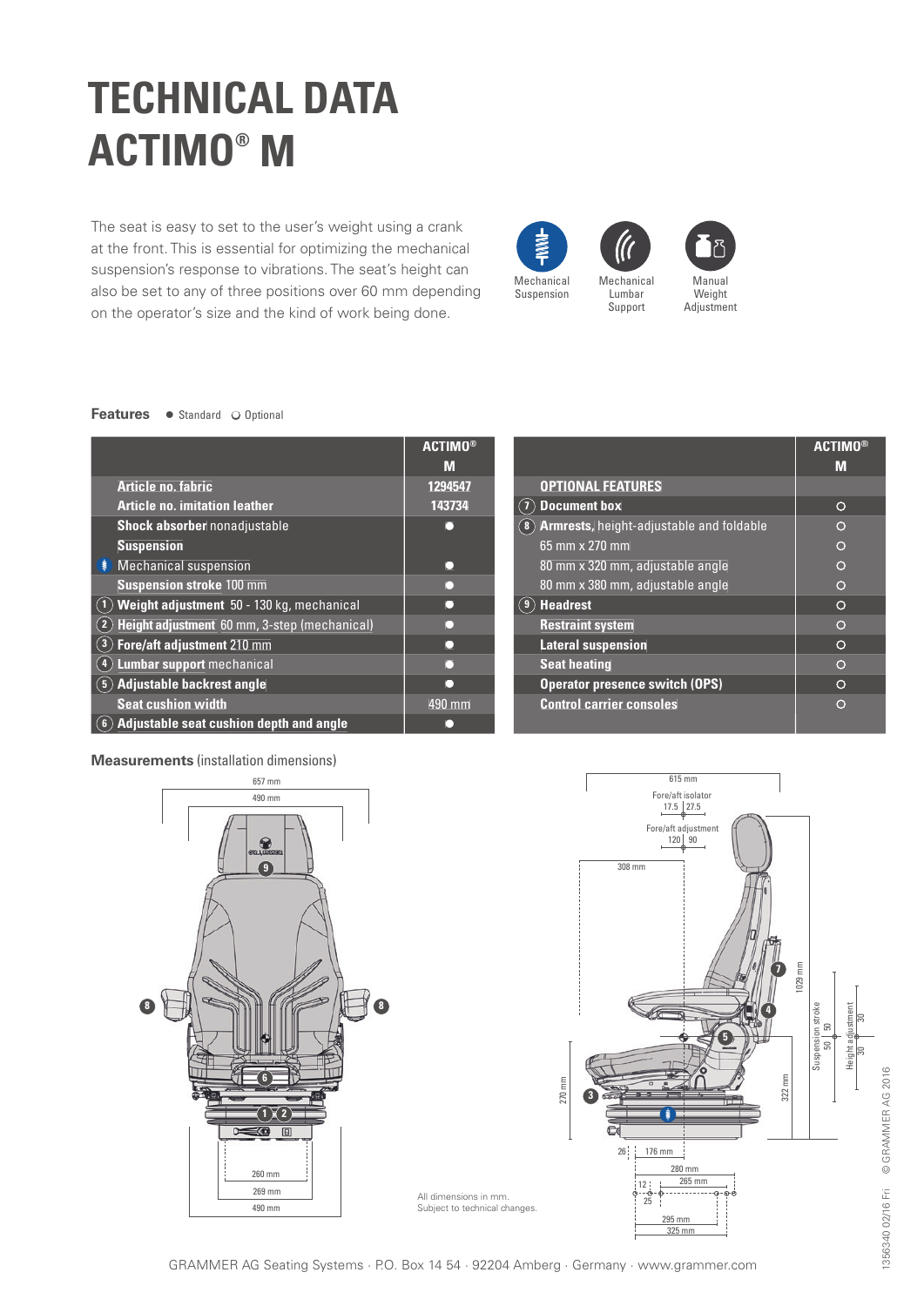# TECHNICAL DATA ACTIMO® M

The seat is easy to set to the user's weight using a crank at the front. This is essential for optimizing the mechanical suspension's response to vibrations. The seat's height can also be set to any of three positions over 60 mm depending on the operator's size and the kind of work being done.

Mechanical Suspension

Mechanical Lumbar Support

Manual Weight Adjustment

**Features** ● Standard ○ Optional

| | ACTIMO® M |
|---|---|
| Article no. fabric | 1294547 |
| Article no. imitation leather | 143734 |
| Shock absorber nonadjustable | ● |
| Suspension | |
| Mechanical suspension | ● |
| Suspension stroke 100 mm | ● |
| (1) Weight adjustment 50 - 130 kg, mechanical | ● |
| (2) Height adjustment 60 mm, 3-step (mechanical) | ● |
| (3) Fore/aft adjustment 210 mm | ● |
| (4) Lumbar support mechanical | ● |
| (5) Adjustable backrest angle | ● |
| Seat cushion width | 490 mm |
| (6) Adjustable seat cushion depth and angle | ● |

| | ACTIMO® M |
|---|---|
| OPTIONAL FEATURES | |
| (7) Document box | ○ |
| (8) Armrests, height-adjustable and foldable | ○ |
| 65 mm x 270 mm | ○ |
| 80 mm x 320 mm, adjustable angle | ○ |
| 80 mm x 380 mm, adjustable angle | ○ |
| (9) Headrest | ○ |
| Restraint system | ○ |
| Lateral suspension | ○ |
| Seat heating | ○ |
| Operator presence switch (OPS) | ○ |
| Control carrier consoles | ○ |

**Measurements** (installation dimensions)

657 mm
490 mm
260 mm
269 mm
490 mm

615 mm
Fore/aft isolator
17.5 27.5
Fore/aft adjustment
120 90
308 mm
1029 mm
270 mm
322 mm
Suspension stroke 50 50
Height adjustment 30 30
26 176 mm
280 mm
12 265 mm
25
295 mm
325 mm

All dimensions in mm.
Subject to technical changes.

GRAMMER AG Seating Systems · P.O. Box 14 54 · 92204 Amberg · Germany · www.grammer.com

1356340 02/16 Fri © GRAMMER AG 2016